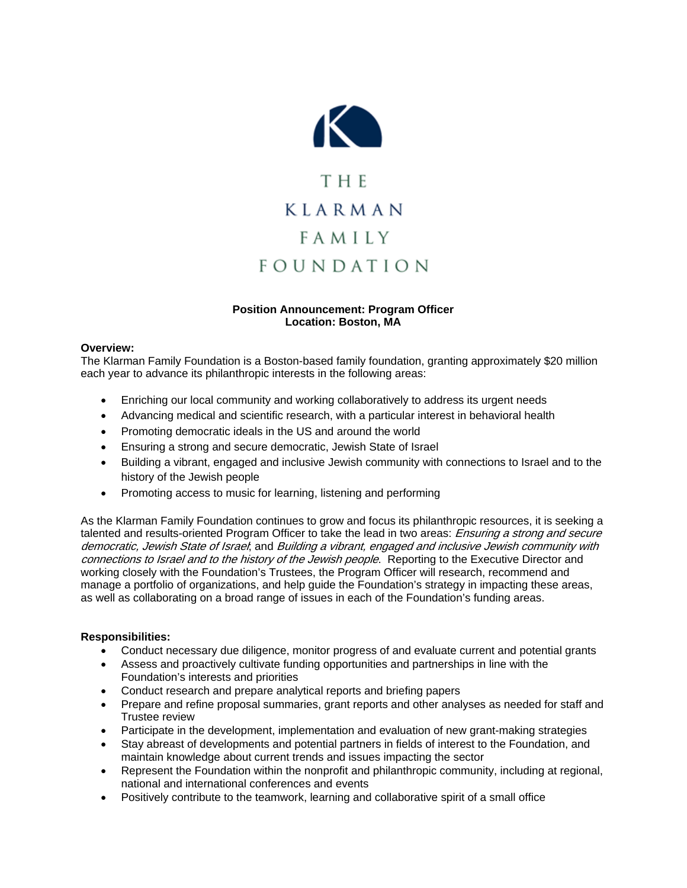THE KLARMAN FAMILY FOUNDATION

**Position Announcement: Program Officer**
**Location: Boston, MA**

**Overview:**
The Klarman Family Foundation is a Boston-based family foundation, granting approximately $20 million each year to advance its philanthropic interests in the following areas:

- Enriching our local community and working collaboratively to address its urgent needs
- Advancing medical and scientific research, with a particular interest in behavioral health
- Promoting democratic ideals in the US and around the world
- Ensuring a strong and secure democratic, Jewish State of Israel
- Building a vibrant, engaged and inclusive Jewish community with connections to Israel and to the history of the Jewish people
- Promoting access to music for learning, listening and performing

As the Klarman Family Foundation continues to grow and focus its philanthropic resources, it is seeking a talented and results-oriented Program Officer to take the lead in two areas: *Ensuring a strong and secure democratic, Jewish State of Israel*; and *Building a vibrant, engaged and inclusive Jewish community with connections to Israel and to the history of the Jewish people*. Reporting to the Executive Director and working closely with the Foundation's Trustees, the Program Officer will research, recommend and manage a portfolio of organizations, and help guide the Foundation's strategy in impacting these areas, as well as collaborating on a broad range of issues in each of the Foundation's funding areas.

**Responsibilities:**

- Conduct necessary due diligence, monitor progress of and evaluate current and potential grants
- Assess and proactively cultivate funding opportunities and partnerships in line with the Foundation's interests and priorities
- Conduct research and prepare analytical reports and briefing papers
- Prepare and refine proposal summaries, grant reports and other analyses as needed for staff and Trustee review
- Participate in the development, implementation and evaluation of new grant-making strategies
- Stay abreast of developments and potential partners in fields of interest to the Foundation, and maintain knowledge about current trends and issues impacting the sector
- Represent the Foundation within the nonprofit and philanthropic community, including at regional, national and international conferences and events
- Positively contribute to the teamwork, learning and collaborative spirit of a small office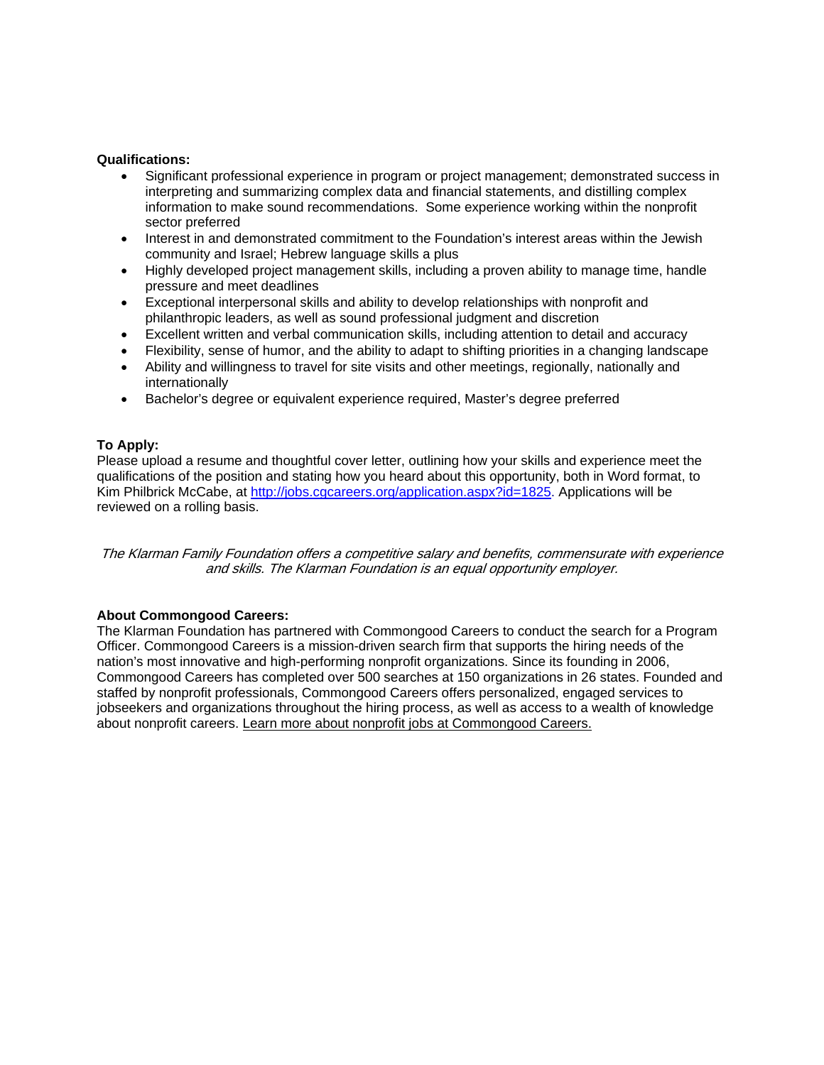**Qualifications:**

- Significant professional experience in program or project management; demonstrated success in interpreting and summarizing complex data and financial statements, and distilling complex information to make sound recommendations.  Some experience working within the nonprofit sector preferred
- Interest in and demonstrated commitment to the Foundation's interest areas within the Jewish community and Israel; Hebrew language skills a plus
- Highly developed project management skills, including a proven ability to manage time, handle pressure and meet deadlines
- Exceptional interpersonal skills and ability to develop relationships with nonprofit and philanthropic leaders, as well as sound professional judgment and discretion
- Excellent written and verbal communication skills, including attention to detail and accuracy
- Flexibility, sense of humor, and the ability to adapt to shifting priorities in a changing landscape
- Ability and willingness to travel for site visits and other meetings, regionally, nationally and internationally
- Bachelor's degree or equivalent experience required, Master's degree preferred

**To Apply:**

Please upload a resume and thoughtful cover letter, outlining how your skills and experience meet the qualifications of the position and stating how you heard about this opportunity, both in Word format, to Kim Philbrick McCabe, at [http://jobs.cgcareers.org/application.aspx?id=1825](http://jobs.cgcareers.org/application.aspx?id=1825). Applications will be reviewed on a rolling basis.

*The Klarman Family Foundation offers a competitive salary and benefits, commensurate with experience and skills. The Klarman Foundation is an equal opportunity employer.*

**About Commongood Careers:**

The Klarman Foundation has partnered with Commongood Careers to conduct the search for a Program Officer. Commongood Careers is a mission-driven search firm that supports the hiring needs of the nation's most innovative and high-performing nonprofit organizations. Since its founding in 2006, Commongood Careers has completed over 500 searches at 150 organizations in 26 states. Founded and staffed by nonprofit professionals, Commongood Careers offers personalized, engaged services to jobseekers and organizations throughout the hiring process, as well as access to a wealth of knowledge about nonprofit careers. Learn more about nonprofit jobs at Commongood Careers.